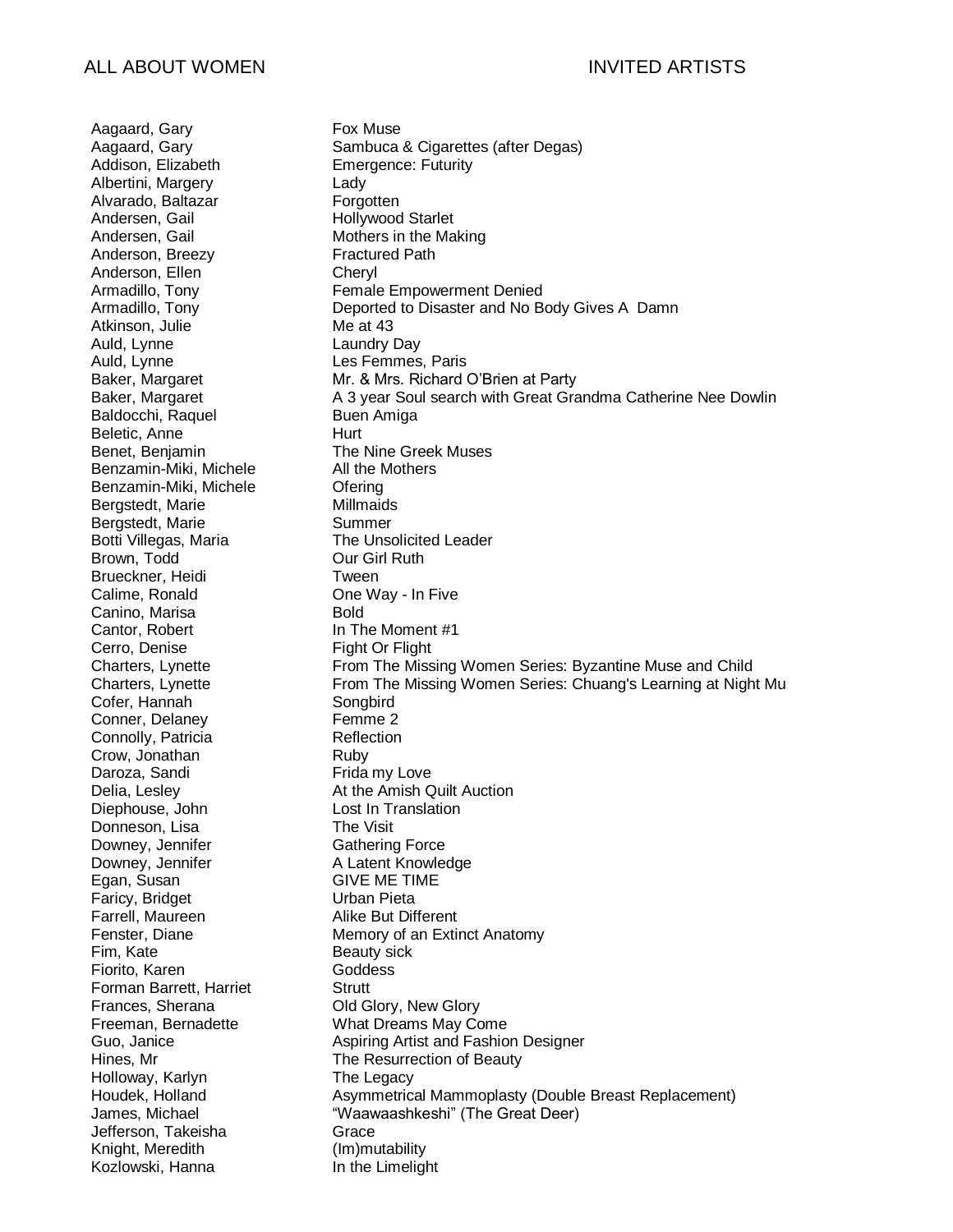ALL ABOUT WOMEN INVITED ARTISTS

| Artist | Title |
|---|---|
| Aagaard, Gary | Fox Muse |
| Aagaard, Gary | Sambuca & Cigarettes (after Degas) |
| Addison, Elizabeth | Emergence: Futurity |
| Albertini, Margery | Lady |
| Alvarado, Baltazar | Forgotten |
| Andersen, Gail | Hollywood Starlet |
| Andersen, Gail | Mothers in the Making |
| Anderson, Breezy | Fractured Path |
| Anderson, Ellen | Cheryl |
| Armadillo, Tony | Female Empowerment Denied |
| Armadillo, Tony | Deported to Disaster and No Body Gives A Damn |
| Atkinson, Julie | Me at 43 |
| Auld, Lynne | Laundry Day |
| Auld, Lynne | Les Femmes, Paris |
| Baker, Margaret | Mr. & Mrs. Richard O'Brien at Party |
| Baker, Margaret | A 3 year Soul search with Great Grandma Catherine Nee Dowlin |
| Baldocchi, Raquel | Buen Amiga |
| Beletic, Anne | Hurt |
| Benet, Benjamin | The Nine Greek Muses |
| Benzamin-Miki, Michele | All the Mothers |
| Benzamin-Miki, Michele | Ofering |
| Bergstedt, Marie | Millmaids |
| Bergstedt, Marie | Summer |
| Botti Villegas, Maria | The Unsolicited Leader |
| Brown, Todd | Our Girl Ruth |
| Brueckner, Heidi | Tween |
| Calime, Ronald | One Way - In Five |
| Canino, Marisa | Bold |
| Cantor, Robert | In The Moment #1 |
| Cerro, Denise | Fight Or Flight |
| Charters, Lynette | From The Missing Women Series: Byzantine Muse and Child |
| Charters, Lynette | From The Missing Women Series: Chuang's Learning at Night Mu |
| Cofer, Hannah | Songbird |
| Conner, Delaney | Femme 2 |
| Connolly, Patricia | Reflection |
| Crow, Jonathan | Ruby |
| Daroza, Sandi | Frida my Love |
| Delia, Lesley | At the Amish Quilt Auction |
| Diephouse, John | Lost In Translation |
| Donneson, Lisa | The Visit |
| Downey, Jennifer | Gathering Force |
| Downey, Jennifer | A Latent Knowledge |
| Egan, Susan | GIVE ME TIME |
| Faricy, Bridget | Urban Pieta |
| Farrell, Maureen | Alike But Different |
| Fenster, Diane | Memory of an Extinct Anatomy |
| Fim, Kate | Beauty sick |
| Fiorito, Karen | Goddess |
| Forman Barrett, Harriet | Strutt |
| Frances, Sherana | Old Glory, New Glory |
| Freeman, Bernadette | What Dreams May Come |
| Guo, Janice | Aspiring Artist and Fashion Designer |
| Hines, Mr | The Resurrection of Beauty |
| Holloway, Karlyn | The Legacy |
| Houdek, Holland | Asymmetrical Mammoplasty (Double Breast Replacement) |
| James, Michael | "Waawaashkeshi" (The Great Deer) |
| Jefferson, Takeisha | Grace |
| Knight, Meredith | (Im)mutability |
| Kozlowski, Hanna | In the Limelight |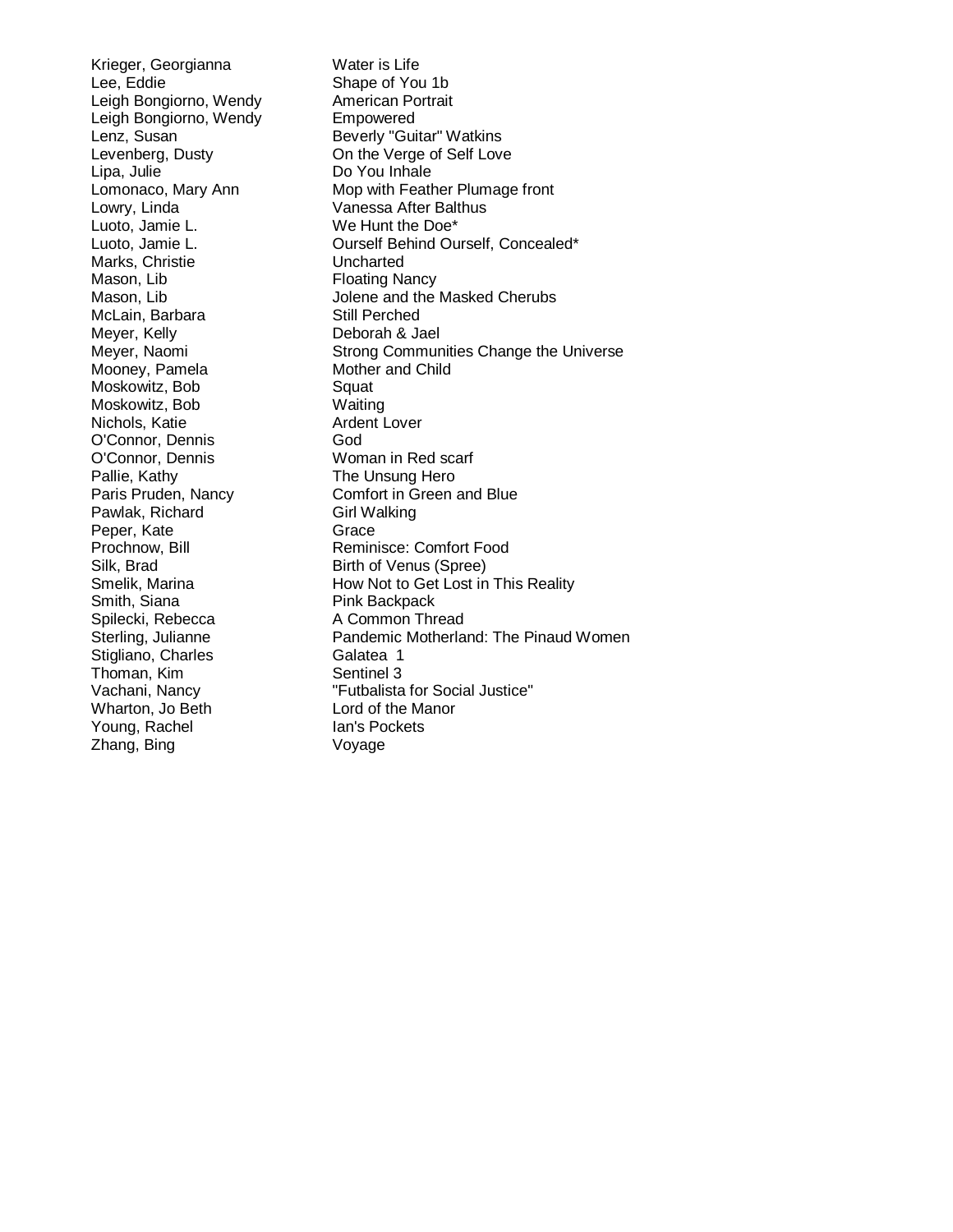| | |
|---|---|
| Krieger, Georgianna | Water is Life |
| Lee, Eddie | Shape of You 1b |
| Leigh Bongiorno, Wendy | American Portrait |
| Leigh Bongiorno, Wendy | Empowered |
| Lenz, Susan | Beverly "Guitar" Watkins |
| Levenberg, Dusty | On the Verge of Self Love |
| Lipa, Julie | Do You Inhale |
| Lomonaco, Mary Ann | Mop with Feather Plumage front |
| Lowry, Linda | Vanessa After Balthus |
| Luoto, Jamie L. | We Hunt the Doe* |
| Luoto, Jamie L. | Ourself Behind Ourself, Concealed* |
| Marks, Christie | Uncharted |
| Mason, Lib | Floating Nancy |
| Mason, Lib | Jolene and the Masked Cherubs |
| McLain, Barbara | Still Perched |
| Meyer, Kelly | Deborah & Jael |
| Meyer, Naomi | Strong Communities Change the Universe |
| Mooney, Pamela | Mother and Child |
| Moskowitz, Bob | Squat |
| Moskowitz, Bob | Waiting |
| Nichols, Katie | Ardent Lover |
| O'Connor, Dennis | God |
| O'Connor, Dennis | Woman in Red scarf |
| Pallie, Kathy | The Unsung Hero |
| Paris Pruden, Nancy | Comfort in Green and Blue |
| Pawlak, Richard | Girl Walking |
| Peper, Kate | Grace |
| Prochnow, Bill | Reminisce: Comfort Food |
| Silk, Brad | Birth of Venus (Spree) |
| Smelik, Marina | How Not to Get Lost in This Reality |
| Smith, Siana | Pink Backpack |
| Spilecki, Rebecca | A Common Thread |
| Sterling, Julianne | Pandemic Motherland: The Pinaud Women |
| Stigliano, Charles | Galatea 1 |
| Thoman, Kim | Sentinel 3 |
| Vachani, Nancy | "Futbalista for Social Justice" |
| Wharton, Jo Beth | Lord of the Manor |
| Young, Rachel | Ian's Pockets |
| Zhang, Bing | Voyage |